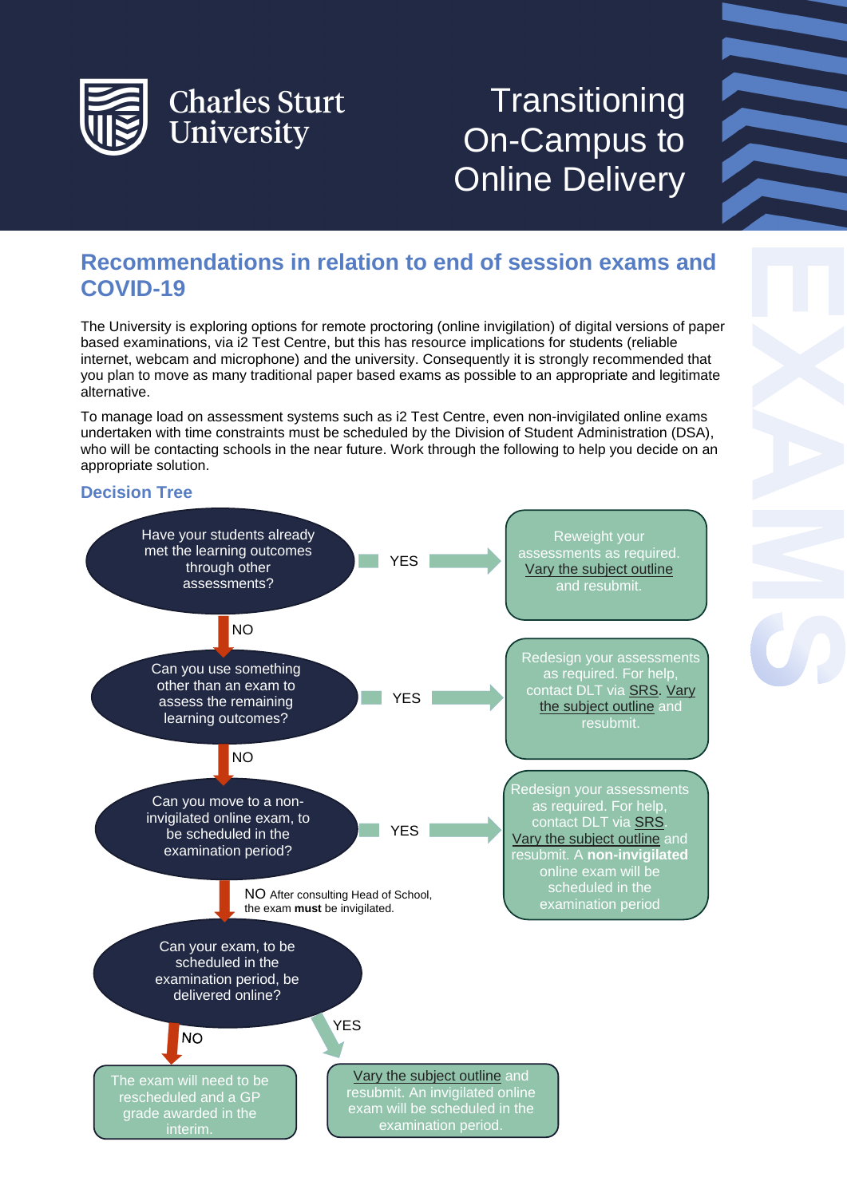Charles Sturt University

# Transitioning On-Campus to Online Delivery

## Recommendations in relation to end of session exams and COVID-19

The University is exploring options for remote proctoring (online invigilation) of digital versions of paper based examinations, via i2 Test Centre, but this has resource implications for students (reliable internet, webcam and microphone) and the university. Consequently it is strongly recommended that you plan to move as many traditional paper based exams as possible to an appropriate and legitimate alternative.

To manage load on assessment systems such as i2 Test Centre, even non-invigilated online exams undertaken with time constraints must be scheduled by the Division of Student Administration (DSA), who will be contacting schools in the near future. Work through the following to help you decide on an appropriate solution.

### Decision Tree

**Have your students already met the learning outcomes through other assessments?**

- **YES** → Reweight your assessments as required. Vary the subject outline and resubmit.
- **NO** → **Can you use something other than an exam to assess the remaining learning outcomes?**
  - **YES** → Redesign your assessments as required. For help, contact DLT via SRS. Vary the subject outline and resubmit.
  - **NO** → **Can you move to a non-invigilated online exam, to be scheduled in the examination period?**
    - **YES** → Redesign your assessments as required. For help, contact DLT via SRS. Vary the subject outline and resubmit. A **non-invigilated** online exam will be scheduled in the examination period
    - **NO** After consulting Head of School, the exam **must** be invigilated. → **Can your exam, to be scheduled in the examination period, be delivered online?**
      - **YES** → Vary the subject outline and resubmit. An invigilated online exam will be scheduled in the examination period.
      - **NO** → The exam will need to be rescheduled and a GP grade awarded in the interim.

EXAMS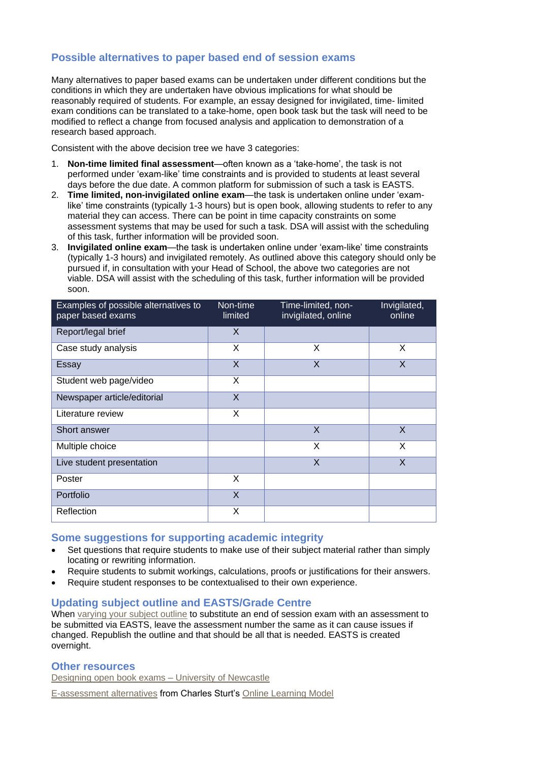## Possible alternatives to paper based end of session exams

Many alternatives to paper based exams can be undertaken under different conditions but the conditions in which they are undertaken have obvious implications for what should be reasonably required of students. For example, an essay designed for invigilated, time- limited exam conditions can be translated to a take-home, open book task but the task will need to be modified to reflect a change from focused analysis and application to demonstration of a research based approach.

Consistent with the above decision tree we have 3 categories:

1. **Non-time limited final assessment**—often known as a 'take-home', the task is not performed under 'exam-like' time constraints and is provided to students at least several days before the due date. A common platform for submission of such a task is EASTS.
2. **Time limited, non-invigilated online exam**—the task is undertaken online under 'exam-like' time constraints (typically 1-3 hours) but is open book, allowing students to refer to any material they can access. There can be point in time capacity constraints on some assessment systems that may be used for such a task. DSA will assist with the scheduling of this task, further information will be provided soon.
3. **Invigilated online exam**—the task is undertaken online under 'exam-like' time constraints (typically 1-3 hours) and invigilated remotely. As outlined above this category should only be pursued if, in consultation with your Head of School, the above two categories are not viable. DSA will assist with the scheduling of this task, further information will be provided soon.

| Examples of possible alternatives to paper based exams | Non-time limited | Time-limited, non-invigilated, online | Invigilated, online |
|---|---|---|---|
| Report/legal brief | X | | |
| Case study analysis | X | X | X |
| Essay | X | X | X |
| Student web page/video | X | | |
| Newspaper article/editorial | X | | |
| Literature review | X | | |
| Short answer | | X | X |
| Multiple choice | | X | X |
| Live student presentation | | X | X |
| Poster | X | | |
| Portfolio | X | | |
| Reflection | X | | |

## Some suggestions for supporting academic integrity

- Set questions that require students to make use of their subject material rather than simply locating or rewriting information.
- Require students to submit workings, calculations, proofs or justifications for their answers.
- Require student responses to be contextualised to their own experience.

## Updating subject outline and EASTS/Grade Centre

When varying your subject outline to substitute an end of session exam with an assessment to be submitted via EASTS, leave the assessment number the same as it can cause issues if changed. Republish the outline and that should be all that is needed. EASTS is created overnight.

## Other resources

Designing open book exams – University of Newcastle

E-assessment alternatives from Charles Sturt's Online Learning Model